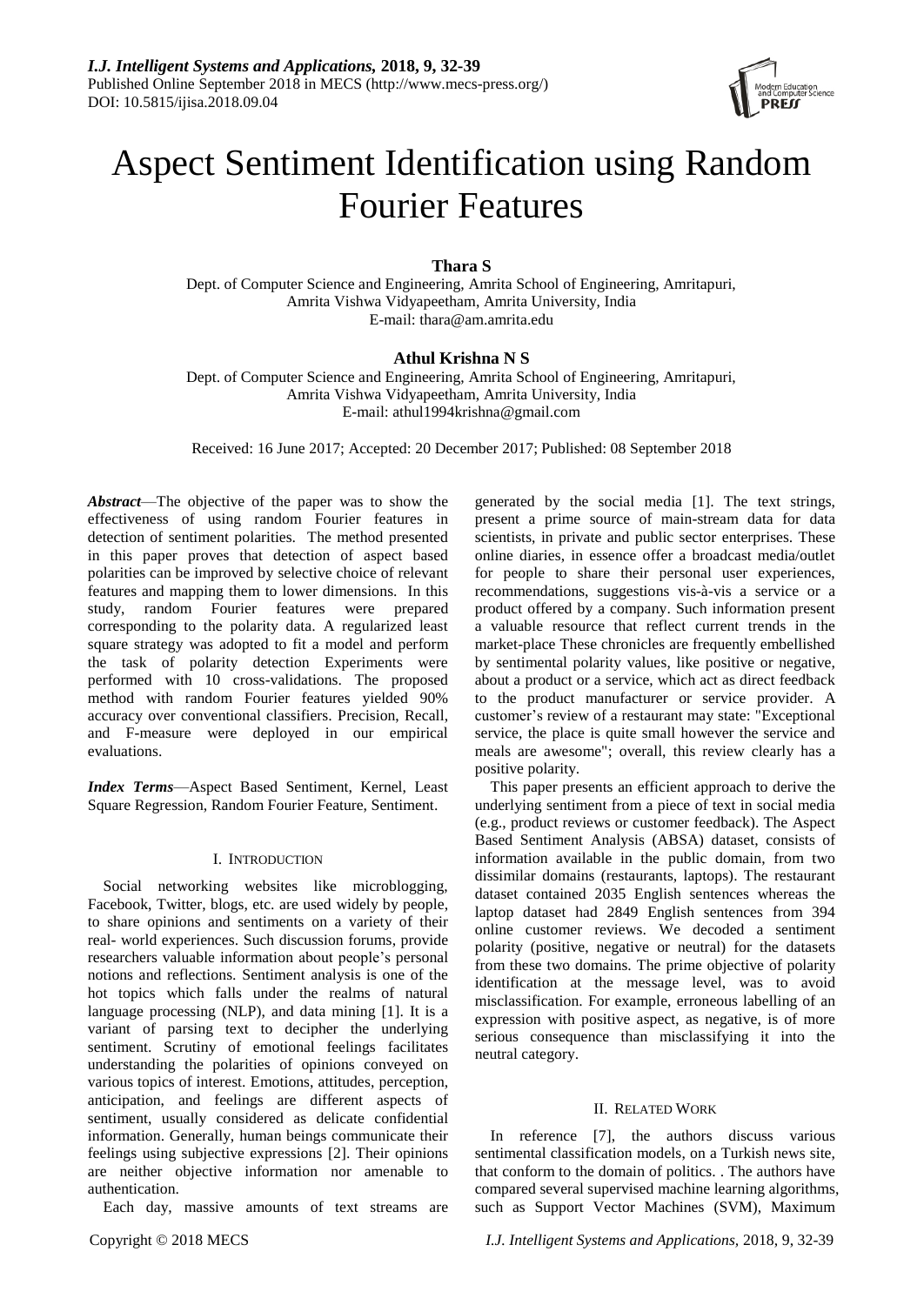# Aspect Sentiment Identification using Random Fourier Features

**Thara S**

Dept. of Computer Science and Engineering, Amrita School of Engineering, Amritapuri, Amrita Vishwa Vidyapeetham, Amrita University, India
E-mail: thara@am.amrita.edu

**Athul Krishna N S**

Dept. of Computer Science and Engineering, Amrita School of Engineering, Amritapuri, Amrita Vishwa Vidyapeetham, Amrita University, India
E-mail: athul1994krishna@gmail.com

Received: 16 June 2017; Accepted: 20 December 2017; Published: 08 September 2018

***Abstract***—The objective of the paper was to show the effectiveness of using random Fourier features in detection of sentiment polarities. The method presented in this paper proves that detection of aspect based polarities can be improved by selective choice of relevant features and mapping them to lower dimensions. In this study, random Fourier features were prepared corresponding to the polarity data. A regularized least square strategy was adopted to fit a model and perform the task of polarity detection Experiments were performed with 10 cross-validations. The proposed method with random Fourier features yielded 90% accuracy over conventional classifiers. Precision, Recall, and F-measure were deployed in our empirical evaluations.

***Index Terms***—Aspect Based Sentiment, Kernel, Least Square Regression, Random Fourier Feature, Sentiment.

## I. Introduction

Social networking websites like microblogging, Facebook, Twitter, blogs, etc. are used widely by people, to share opinions and sentiments on a variety of their real- world experiences. Such discussion forums, provide researchers valuable information about people's personal notions and reflections. Sentiment analysis is one of the hot topics which falls under the realms of natural language processing (NLP), and data mining [1]. It is a variant of parsing text to decipher the underlying sentiment. Scrutiny of emotional feelings facilitates understanding the polarities of opinions conveyed on various topics of interest. Emotions, attitudes, perception, anticipation, and feelings are different aspects of sentiment, usually considered as delicate confidential information. Generally, human beings communicate their feelings using subjective expressions [2]. Their opinions are neither objective information nor amenable to authentication.

Each day, massive amounts of text streams are generated by the social media [1]. The text strings, present a prime source of main-stream data for data scientists, in private and public sector enterprises. These online diaries, in essence offer a broadcast media/outlet for people to share their personal user experiences, recommendations, suggestions vis-à-vis a service or a product offered by a company. Such information present a valuable resource that reflect current trends in the market-place These chronicles are frequently embellished by sentimental polarity values, like positive or negative, about a product or a service, which act as direct feedback to the product manufacturer or service provider. A customer's review of a restaurant may state: "Exceptional service, the place is quite small however the service and meals are awesome"; overall, this review clearly has a positive polarity.

This paper presents an efficient approach to derive the underlying sentiment from a piece of text in social media (e.g., product reviews or customer feedback). The Aspect Based Sentiment Analysis (ABSA) dataset, consists of information available in the public domain, from two dissimilar domains (restaurants, laptops). The restaurant dataset contained 2035 English sentences whereas the laptop dataset had 2849 English sentences from 394 online customer reviews. We decoded a sentiment polarity (positive, negative or neutral) for the datasets from these two domains. The prime objective of polarity identification at the message level, was to avoid misclassification. For example, erroneous labelling of an expression with positive aspect, as negative, is of more serious consequence than misclassifying it into the neutral category.

## II. Related Work

In reference [7], the authors discuss various sentimental classification models, on a Turkish news site, that conform to the domain of politics. . The authors have compared several supervised machine learning algorithms, such as Support Vector Machines (SVM), Maximum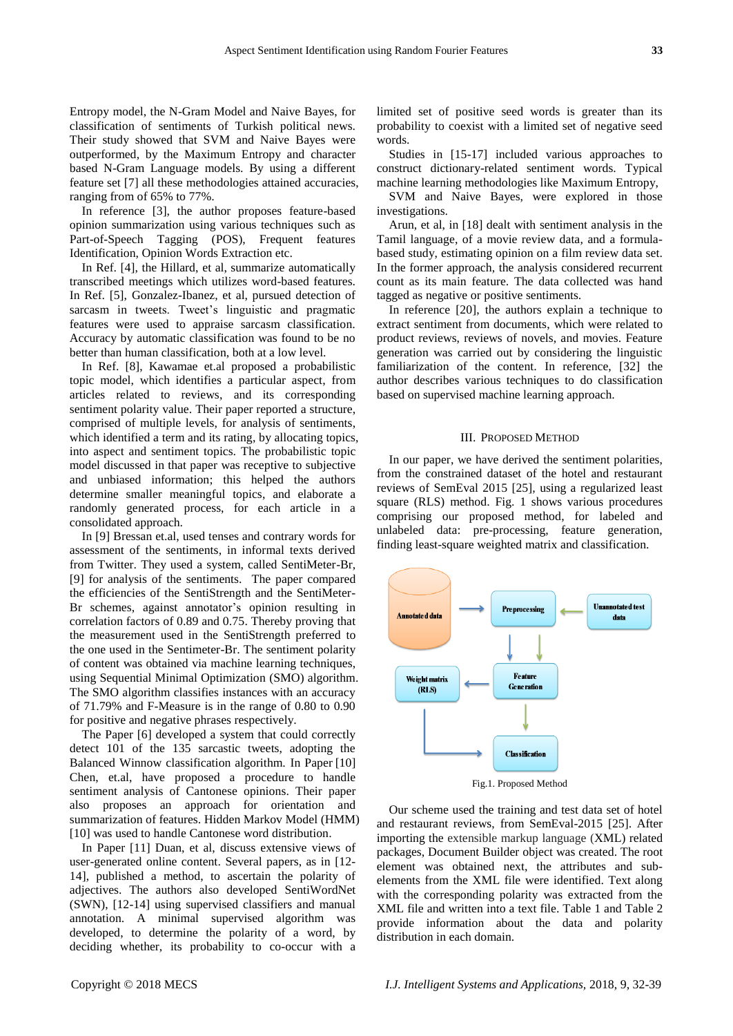Entropy model, the N-Gram Model and Naive Bayes, for classification of sentiments of Turkish political news. Their study showed that SVM and Naive Bayes were outperformed, by the Maximum Entropy and character based N-Gram Language models. By using a different feature set [7] all these methodologies attained accuracies, ranging from of 65% to 77%.

In reference [3], the author proposes feature-based opinion summarization using various techniques such as Part-of-Speech Tagging (POS), Frequent features Identification, Opinion Words Extraction etc.

In Ref. [4], the Hillard, et al, summarize automatically transcribed meetings which utilizes word-based features. In Ref. [5], Gonzalez-Ibanez, et al, pursued detection of sarcasm in tweets. Tweet's linguistic and pragmatic features were used to appraise sarcasm classification. Accuracy by automatic classification was found to be no better than human classification, both at a low level.

In Ref. [8], Kawamae et.al proposed a probabilistic topic model, which identifies a particular aspect, from articles related to reviews, and its corresponding sentiment polarity value. Their paper reported a structure, comprised of multiple levels, for analysis of sentiments, which identified a term and its rating, by allocating topics, into aspect and sentiment topics. The probabilistic topic model discussed in that paper was receptive to subjective and unbiased information; this helped the authors determine smaller meaningful topics, and elaborate a randomly generated process, for each article in a consolidated approach.

In [9] Bressan et.al, used tenses and contrary words for assessment of the sentiments, in informal texts derived from Twitter. They used a system, called SentiMeter-Br, [9] for analysis of the sentiments. The paper compared the efficiencies of the SentiStrength and the SentiMeter-Br schemes, against annotator's opinion resulting in correlation factors of 0.89 and 0.75. Thereby proving that the measurement used in the SentiStrength preferred to the one used in the Sentimeter-Br. The sentiment polarity of content was obtained via machine learning techniques, using Sequential Minimal Optimization (SMO) algorithm. The SMO algorithm classifies instances with an accuracy of 71.79% and F-Measure is in the range of 0.80 to 0.90 for positive and negative phrases respectively.

The Paper [6] developed a system that could correctly detect 101 of the 135 sarcastic tweets, adopting the Balanced Winnow classification algorithm. In Paper [10] Chen, et.al, have proposed a procedure to handle sentiment analysis of Cantonese opinions. Their paper also proposes an approach for orientation and summarization of features. Hidden Markov Model (HMM) [10] was used to handle Cantonese word distribution.

In Paper [11] Duan, et al, discuss extensive views of user-generated online content. Several papers, as in [12-14], published a method, to ascertain the polarity of adjectives. The authors also developed SentiWordNet (SWN), [12-14] using supervised classifiers and manual annotation. A minimal supervised algorithm was developed, to determine the polarity of a word, by deciding whether, its probability to co-occur with a limited set of positive seed words is greater than its probability to coexist with a limited set of negative seed words.

Studies in [15-17] included various approaches to construct dictionary-related sentiment words. Typical machine learning methodologies like Maximum Entropy,

SVM and Naive Bayes, were explored in those investigations.

Arun, et al, in [18] dealt with sentiment analysis in the Tamil language, of a movie review data, and a formula-based study, estimating opinion on a film review data set. In the former approach, the analysis considered recurrent count as its main feature. The data collected was hand tagged as negative or positive sentiments.

In reference [20], the authors explain a technique to extract sentiment from documents, which were related to product reviews, reviews of novels, and movies. Feature generation was carried out by considering the linguistic familiarization of the content. In reference, [32] the author describes various techniques to do classification based on supervised machine learning approach.

## III. Proposed Method

In our paper, we have derived the sentiment polarities, from the constrained dataset of the hotel and restaurant reviews of SemEval 2015 [25], using a regularized least square (RLS) method. Fig. 1 shows various procedures comprising our proposed method, for labeled and unlabeled data: pre-processing, feature generation, finding least-square weighted matrix and classification.

Annotated data → Preprocessing ← Unannotated test data; Preprocessing → Feature Generation; Feature Generation → Weight matrix (RLS); Feature Generation → Classification; Weight matrix (RLS) → Classification

Fig.1. Proposed Method

Our scheme used the training and test data set of hotel and restaurant reviews, from SemEval-2015 [25]. After importing the extensible markup language (XML) related packages, Document Builder object was created. The root element was obtained next, the attributes and sub-elements from the XML file were identified. Text along with the corresponding polarity was extracted from the XML file and written into a text file. Table 1 and Table 2 provide information about the data and polarity distribution in each domain.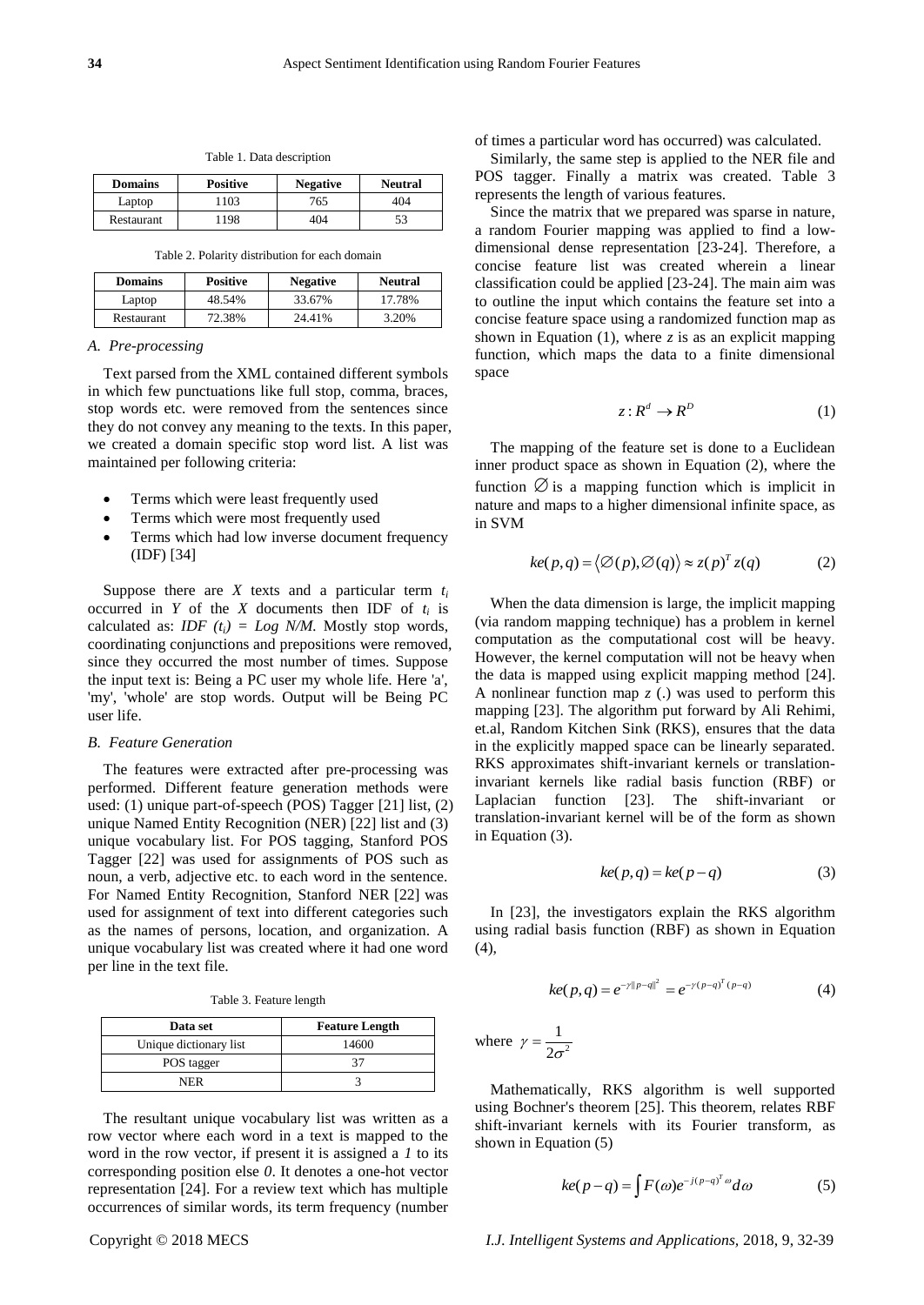Table 1. Data description

| Domains | Positive | Negative | Neutral |
| --- | --- | --- | --- |
| Laptop | 1103 | 765 | 404 |
| Restaurant | 1198 | 404 | 53 |

Table 2. Polarity distribution for each domain

| Domains | Positive | Negative | Neutral |
| --- | --- | --- | --- |
| Laptop | 48.54% | 33.67% | 17.78% |
| Restaurant | 72.38% | 24.41% | 3.20% |

### *A. Pre-processing*

Text parsed from the XML contained different symbols in which few punctuations like full stop, comma, braces, stop words etc. were removed from the sentences since they do not convey any meaning to the texts. In this paper, we created a domain specific stop word list. A list was maintained per following criteria:

- Terms which were least frequently used
- Terms which were most frequently used
- Terms which had low inverse document frequency (IDF) [34]

Suppose there are $X$ texts and a particular term $t_i$ occurred in $Y$ of the $X$ documents then IDF of $t_i$ is calculated as: $IDF\ (t_i) = Log\ N/M$. Mostly stop words, coordinating conjunctions and prepositions were removed, since they occurred the most number of times. Suppose the input text is: Being a PC user my whole life. Here 'a', 'my', 'whole' are stop words. Output will be Being PC user life.

### *B. Feature Generation*

The features were extracted after pre-processing was performed. Different feature generation methods were used: (1) unique part-of-speech (POS) Tagger [21] list, (2) unique Named Entity Recognition (NER) [22] list and (3) unique vocabulary list. For POS tagging, Stanford POS Tagger [22] was used for assignments of POS such as noun, a verb, adjective etc. to each word in the sentence. For Named Entity Recognition, Stanford NER [22] was used for assignment of text into different categories such as the names of persons, location, and organization. A unique vocabulary list was created where it had one word per line in the text file.

Table 3. Feature length

| Data set | Feature Length |
| --- | --- |
| Unique dictionary list | 14600 |
| POS tagger | 37 |
| NER | 3 |

The resultant unique vocabulary list was written as a row vector where each word in a text is mapped to the word in the row vector, if present it is assigned a *1* to its corresponding position else *0*. It denotes a one-hot vector representation [24]. For a review text which has multiple occurrences of similar words, its term frequency (number of times a particular word has occurred) was calculated.

Similarly, the same step is applied to the NER file and POS tagger. Finally a matrix was created. Table 3 represents the length of various features.

Since the matrix that we prepared was sparse in nature, a random Fourier mapping was applied to find a low-dimensional dense representation [23-24]. Therefore, a concise feature list was created wherein a linear classification could be applied [23-24]. The main aim was to outline the input which contains the feature set into a concise feature space using a randomized function map as shown in Equation (1), where $z$ is as an explicit mapping function, which maps the data to a finite dimensional space

$$z : R^d \rightarrow R^D \tag{1}$$

The mapping of the feature set is done to a Euclidean inner product space as shown in Equation (2), where the function $\varnothing$ is a mapping function which is implicit in nature and maps to a higher dimensional infinite space, as in SVM

$$ke(p,q) = \langle \varnothing(p), \varnothing(q) \rangle \approx z(p)^T z(q) \tag{2}$$

When the data dimension is large, the implicit mapping (via random mapping technique) has a problem in kernel computation as the computational cost will be heavy. However, the kernel computation will not be heavy when the data is mapped using explicit mapping method [24]. A nonlinear function map $z$ (.) was used to perform this mapping [23]. The algorithm put forward by Ali Rehimi, et.al, Random Kitchen Sink (RKS), ensures that the data in the explicitly mapped space can be linearly separated. RKS approximates shift-invariant kernels or translation-invariant kernels like radial basis function (RBF) or Laplacian function [23]. The shift-invariant or translation-invariant kernel will be of the form as shown in Equation (3).

$$ke(p,q) = ke(p-q) \tag{3}$$

In [23], the investigators explain the RKS algorithm using radial basis function (RBF) as shown in Equation (4),

$$ke(p,q) = e^{-\gamma \|p-q\|^2} = e^{-\gamma (p-q)^T (p-q)} \tag{4}$$

where $\gamma = \dfrac{1}{2\sigma^2}$

Mathematically, RKS algorithm is well supported using Bochner's theorem [25]. This theorem, relates RBF shift-invariant kernels with its Fourier transform, as shown in Equation (5)

$$ke(p-q) = \int F(\omega) e^{-j(p-q)^T \omega} d\omega \tag{5}$$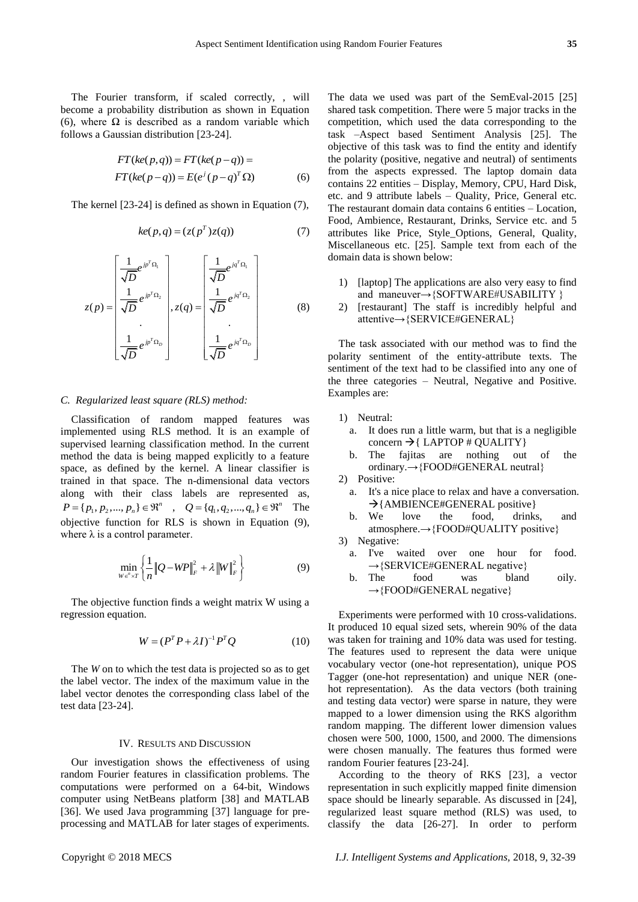The Fourier transform, if scaled correctly, , will become a probability distribution as shown in Equation (6), where Ω is described as a random variable which follows a Gaussian distribution [23-24].

$$FT(ke(p,q)) = FT(ke(p-q)) =$$
$$FT(ke(p-q)) = E(e^{j}(p-q)^{T}\Omega) \quad (6)$$

The kernel [23-24] is defined as shown in Equation (7),

$$ke(p,q) = (z(p^{T})z(q)) \quad (7)$$

$$z(p) = \begin{bmatrix} \frac{1}{\sqrt{D}} e^{jp^{T}\Omega_{1}} \\ \frac{1}{\sqrt{D}} e^{jp^{T}\Omega_{2}} \\ . \\ \frac{1}{\sqrt{D}} e^{jp^{T}\Omega_{D}} \end{bmatrix}, z(q) = \begin{bmatrix} \frac{1}{\sqrt{D}} e^{jq^{T}\Omega_{1}} \\ \frac{1}{\sqrt{D}} e^{jq^{T}\Omega_{2}} \\ . \\ \frac{1}{\sqrt{D}} e^{jq^{T}\Omega_{D}} \end{bmatrix} \quad (8)$$

### *C. Regularized least square (RLS) method:*

Classification of random mapped features was implemented using RLS method. It is an example of supervised learning classification method. In the current method the data is being mapped explicitly to a feature space, as defined by the kernel. A linear classifier is trained in that space. The n-dimensional data vectors along with their class labels are represented as, $P = \{p_1, p_2, ..., p_n\} \in \Re^n$ , $Q = \{q_1, q_2, ..., q_n\} \in \Re^n$ The objective function for RLS is shown in Equation (9), where λ is a control parameter.

$$\min_{W \in^{n} \times T} \left\{ \frac{1}{n} \|Q - WP\|_{F}^{2} + \lambda \|W\|_{F}^{2} \right\} \quad (9)$$

The objective function finds a weight matrix W using a regression equation.

$$W = (P^{T}P + \lambda I)^{-1} P^{T} Q \quad (10)$$

The *W* on to which the test data is projected so as to get the label vector. The index of the maximum value in the label vector denotes the corresponding class label of the test data [23-24].

## IV. Results and Discussion

Our investigation shows the effectiveness of using random Fourier features in classification problems. The computations were performed on a 64-bit, Windows computer using NetBeans platform [38] and MATLAB [36]. We used Java programming [37] language for pre-processing and MATLAB for later stages of experiments. The data we used was part of the SemEval-2015 [25] shared task competition. There were 5 major tracks in the competition, which used the data corresponding to the task –Aspect based Sentiment Analysis [25]. The objective of this task was to find the entity and identify the polarity (positive, negative and neutral) of sentiments from the aspects expressed. The laptop domain data contains 22 entities – Display, Memory, CPU, Hard Disk, etc. and 9 attribute labels – Quality, Price, General etc. The restaurant domain data contains 6 entities – Location, Food, Ambience, Restaurant, Drinks, Service etc. and 5 attributes like Price, Style_Options, General, Quality, Miscellaneous etc. [25]. Sample text from each of the domain data is shown below:

1) [laptop] The applications are also very easy to find and maneuver→{SOFTWARE#USABILITY }
2) [restaurant] The staff is incredibly helpful and attentive→{SERVICE#GENERAL}

The task associated with our method was to find the polarity sentiment of the entity-attribute texts. The sentiment of the text had to be classified into any one of the three categories – Neutral, Negative and Positive. Examples are:

1) Neutral:
   a. It does run a little warm, but that is a negligible concern → { LAPTOP # QUALITY}
   b. The fajitas are nothing out of the ordinary.→{FOOD#GENERAL neutral}
2) Positive:
   a. It's a nice place to relax and have a conversation. →{AMBIENCE#GENERAL positive}
   b. We love the food, drinks, and atmosphere.→{FOOD#QUALITY positive}
3) Negative:
   a. I've waited over one hour for food. →{SERVICE#GENERAL negative}
   b. The food was bland oily. →{FOOD#GENERAL negative}

Experiments were performed with 10 cross-validations. It produced 10 equal sized sets, wherein 90% of the data was taken for training and 10% data was used for testing. The features used to represent the data were unique vocabulary vector (one-hot representation), unique POS Tagger (one-hot representation) and unique NER (one-hot representation). As the data vectors (both training and testing data vector) were sparse in nature, they were mapped to a lower dimension using the RKS algorithm random mapping. The different lower dimension values chosen were 500, 1000, 1500, and 2000. The dimensions were chosen manually. The features thus formed were random Fourier features [23-24].

According to the theory of RKS [23], a vector representation in such explicitly mapped finite dimension space should be linearly separable. As discussed in [24], regularized least square method (RLS) was used, to classify the data [26-27]. In order to perform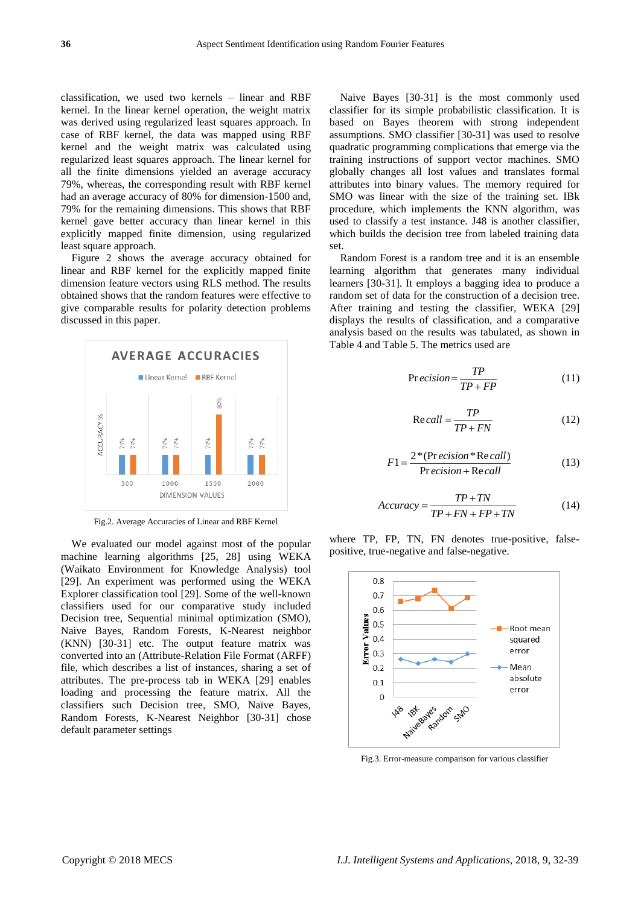classification, we used two kernels – linear and RBF kernel. In the linear kernel operation, the weight matrix was derived using regularized least squares approach. In case of RBF kernel, the data was mapped using RBF kernel and the weight matrix was calculated using regularized least squares approach. The linear kernel for all the finite dimensions yielded an average accuracy 79%, whereas, the corresponding result with RBF kernel had an average accuracy of 80% for dimension-1500 and, 79% for the remaining dimensions. This shows that RBF kernel gave better accuracy than linear kernel in this explicitly mapped finite dimension, using regularized least square approach.

Figure 2 shows the average accuracy obtained for linear and RBF kernel for the explicitly mapped finite dimension feature vectors using RLS method. The results obtained shows that the random features were effective to give comparable results for polarity detection problems discussed in this paper.

Fig.2. Average Accuracies of Linear and RBF Kernel

We evaluated our model against most of the popular machine learning algorithms [25, 28] using WEKA (Waikato Environment for Knowledge Analysis) tool [29]. An experiment was performed using the WEKA Explorer classification tool [29]. Some of the well-known classifiers used for our comparative study included Decision tree, Sequential minimal optimization (SMO), Naive Bayes, Random Forests, K-Nearest neighbor (KNN) [30-31] etc. The output feature matrix was converted into an (Attribute-Relation File Format (ARFF) file, which describes a list of instances, sharing a set of attributes. The pre-process tab in WEKA [29] enables loading and processing the feature matrix. All the classifiers such Decision tree, SMO, Naïve Bayes, Random Forests, K-Nearest Neighbor [30-31] chose default parameter settings

Naive Bayes [30-31] is the most commonly used classifier for its simple probabilistic classification. It is based on Bayes theorem with strong independent assumptions. SMO classifier [30-31] was used to resolve quadratic programming complications that emerge via the training instructions of support vector machines. SMO globally changes all lost values and translates formal attributes into binary values. The memory required for SMO was linear with the size of the training set. IBk procedure, which implements the KNN algorithm, was used to classify a test instance. J48 is another classifier, which builds the decision tree from labeled training data set.

Random Forest is a random tree and it is an ensemble learning algorithm that generates many individual learners [30-31]. It employs a bagging idea to produce a random set of data for the construction of a decision tree. After training and testing the classifier, WEKA [29] displays the results of classification, and a comparative analysis based on the results was tabulated, as shown in Table 4 and Table 5. The metrics used are

$$Precision = \frac{TP}{TP + FP} \quad (11)$$

$$Recall = \frac{TP}{TP + FN} \quad (12)$$

$$F1 = \frac{2*(Precision * Recall)}{Precision + Recall} \quad (13)$$

$$Accuracy = \frac{TP + TN}{TP + FN + FP + TN} \quad (14)$$

where TP, FP, TN, FN denotes true-positive, false-positive, true-negative and false-negative.

Fig.3. Error-measure comparison for various classifier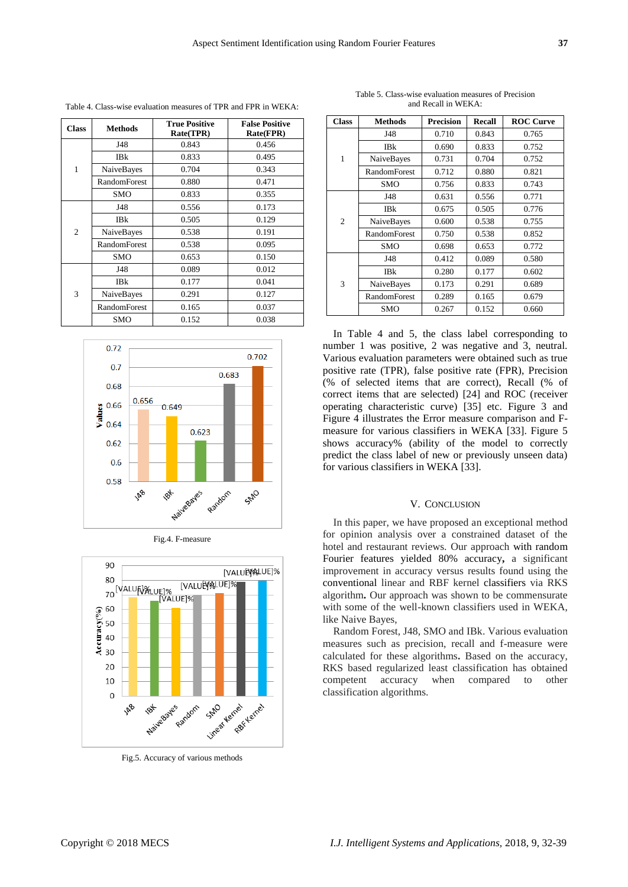Table 4. Class-wise evaluation measures of TPR and FPR in WEKA:

| Class | Methods | True Positive Rate(TPR) | False Positive Rate(FPR) |
|---|---|---|---|
| 1 | J48 | 0.843 | 0.456 |
| | IBk | 0.833 | 0.495 |
| | NaiveBayes | 0.704 | 0.343 |
| | RandomForest | 0.880 | 0.471 |
| | SMO | 0.833 | 0.355 |
| 2 | J48 | 0.556 | 0.173 |
| | IBk | 0.505 | 0.129 |
| | NaiveBayes | 0.538 | 0.191 |
| | RandomForest | 0.538 | 0.095 |
| | SMO | 0.653 | 0.150 |
| 3 | J48 | 0.089 | 0.012 |
| | IBk | 0.177 | 0.041 |
| | NaiveBayes | 0.291 | 0.127 |
| | RandomForest | 0.165 | 0.037 |
| | SMO | 0.152 | 0.038 |

Fig.4. F-measure

Fig.5. Accuracy of various methods

Table 5. Class-wise evaluation measures of Precision and Recall in WEKA:

| Class | Methods | Precision | Recall | ROC Curve |
|---|---|---|---|---|
| 1 | J48 | 0.710 | 0.843 | 0.765 |
| | IBk | 0.690 | 0.833 | 0.752 |
| | NaiveBayes | 0.731 | 0.704 | 0.752 |
| | RandomForest | 0.712 | 0.880 | 0.821 |
| | SMO | 0.756 | 0.833 | 0.743 |
| 2 | J48 | 0.631 | 0.556 | 0.771 |
| | IBk | 0.675 | 0.505 | 0.776 |
| | NaiveBayes | 0.600 | 0.538 | 0.755 |
| | RandomForest | 0.750 | 0.538 | 0.852 |
| | SMO | 0.698 | 0.653 | 0.772 |
| 3 | J48 | 0.412 | 0.089 | 0.580 |
| | IBk | 0.280 | 0.177 | 0.602 |
| | NaiveBayes | 0.173 | 0.291 | 0.689 |
| | RandomForest | 0.289 | 0.165 | 0.679 |
| | SMO | 0.267 | 0.152 | 0.660 |

In Table 4 and 5, the class label corresponding to number 1 was positive, 2 was negative and 3, neutral. Various evaluation parameters were obtained such as true positive rate (TPR), false positive rate (FPR), Precision (% of selected items that are correct), Recall (% of correct items that are selected) [24] and ROC (receiver operating characteristic curve) [35] etc. Figure 3 and Figure 4 illustrates the Error measure comparison and F-measure for various classifiers in WEKA [33]. Figure 5 shows accuracy% (ability of the model to correctly predict the class label of new or previously unseen data) for various classifiers in WEKA [33].

## V. Conclusion

In this paper, we have proposed an exceptional method for opinion analysis over a constrained dataset of the hotel and restaurant reviews. Our approach with random Fourier features yielded 80% accuracy**,** a significant improvement in accuracy versus results found using the conventional linear and RBF kernel classifiers via RKS algorithm**.** Our approach was shown to be commensurate with some of the well-known classifiers used in WEKA, like Naive Bayes,

Random Forest, J48, SMO and IBk. Various evaluation measures such as precision, recall and f-measure were calculated for these algorithms**.** Based on the accuracy, RKS based regularized least classification has obtained competent accuracy when compared to other classification algorithms.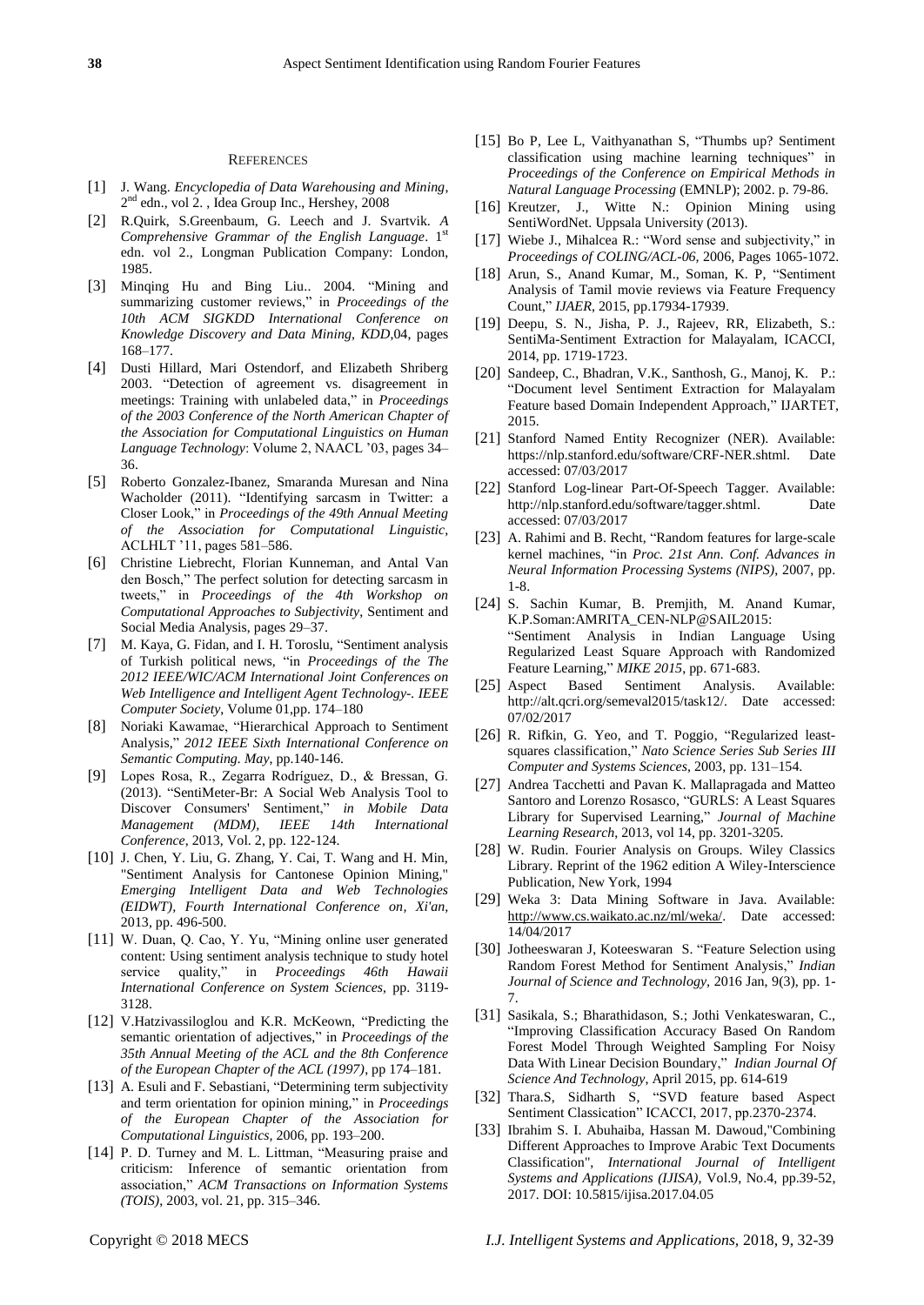## REFERENCES

[1] J. Wang. *Encyclopedia of Data Warehousing and Mining*, 2nd edn., vol 2. , Idea Group Inc., Hershey, 2008

[2] R.Quirk, S.Greenbaum, G. Leech and J. Svartvik. *A Comprehensive Grammar of the English Language*. 1st edn. vol 2., Longman Publication Company: London, 1985.

[3] Minqing Hu and Bing Liu.. 2004. "Mining and summarizing customer reviews," in *Proceedings of the 10th ACM SIGKDD International Conference on Knowledge Discovery and Data Mining, KDD*,04, pages 168–177.

[4] Dusti Hillard, Mari Ostendorf, and Elizabeth Shriberg 2003. "Detection of agreement vs. disagreement in meetings: Training with unlabeled data," in *Proceedings of the 2003 Conference of the North American Chapter of the Association for Computational Linguistics on Human Language Technology*: Volume 2, NAACL '03, pages 34–36.

[5] Roberto Gonzalez-Ibanez, Smaranda Muresan and Nina Wacholder (2011). "Identifying sarcasm in Twitter: a Closer Look," in *Proceedings of the 49th Annual Meeting of the Association for Computational Linguistic*, ACLHLT '11, pages 581–586.

[6] Christine Liebrecht, Florian Kunneman, and Antal Van den Bosch," The perfect solution for detecting sarcasm in tweets," in *Proceedings of the 4th Workshop on Computational Approaches to Subjectivity*, Sentiment and Social Media Analysis, pages 29–37.

[7] M. Kaya, G. Fidan, and I. H. Toroslu, "Sentiment analysis of Turkish political news, "in *Proceedings of the The 2012 IEEE/WIC/ACM International Joint Conferences on Web Intelligence and Intelligent Agent Technology-. IEEE Computer Society*, Volume 01,pp. 174–180

[8] Noriaki Kawamae, "Hierarchical Approach to Sentiment Analysis," *2012 IEEE Sixth International Conference on Semantic Computing. May*, pp.140-146.

[9] Lopes Rosa, R., Zegarra Rodríguez, D., & Bressan, G. (2013). "SentiMeter-Br: A Social Web Analysis Tool to Discover Consumers' Sentiment," *in Mobile Data Management (MDM), IEEE 14th International Conference*, 2013, Vol. 2, pp. 122-124.

[10] J. Chen, Y. Liu, G. Zhang, Y. Cai, T. Wang and H. Min, "Sentiment Analysis for Cantonese Opinion Mining," *Emerging Intelligent Data and Web Technologies (EIDWT), Fourth International Conference on, Xi'an*, 2013, pp. 496-500.

[11] W. Duan, Q. Cao, Y. Yu, "Mining online user generated content: Using sentiment analysis technique to study hotel service quality," in *Proceedings 46th Hawaii International Conference on System Sciences*, pp. 3119-3128.

[12] V.Hatzivassiloglou and K.R. McKeown, "Predicting the semantic orientation of adjectives," in *Proceedings of the 35th Annual Meeting of the ACL and the 8th Conference of the European Chapter of the ACL (1997)*, pp 174–181.

[13] A. Esuli and F. Sebastiani, "Determining term subjectivity and term orientation for opinion mining," in *Proceedings of the European Chapter of the Association for Computational Linguistics*, 2006, pp. 193–200.

[14] P. D. Turney and M. L. Littman, "Measuring praise and criticism: Inference of semantic orientation from association," *ACM Transactions on Information Systems (TOIS)*, 2003, vol. 21, pp. 315–346.

[15] Bo P, Lee L, Vaithyanathan S, "Thumbs up? Sentiment classification using machine learning techniques" in *Proceedings of the Conference on Empirical Methods in Natural Language Processing* (EMNLP); 2002. p. 79-86.

[16] Kreutzer, J., Witte N.: Opinion Mining using SentiWordNet. Uppsala University (2013).

[17] Wiebe J., Mihalcea R.: "Word sense and subjectivity," in *Proceedings of COLING/ACL-06*, 2006, Pages 1065-1072.

[18] Arun, S., Anand Kumar, M., Soman, K. P, "Sentiment Analysis of Tamil movie reviews via Feature Frequency Count," *IJAER*, 2015, pp.17934-17939.

[19] Deepu, S. N., Jisha, P. J., Rajeev, RR, Elizabeth, S.: SentiMa-Sentiment Extraction for Malayalam, ICACCI, 2014, pp. 1719-1723.

[20] Sandeep, C., Bhadran, V.K., Santhosh, G., Manoj, K. P.: "Document level Sentiment Extraction for Malayalam Feature based Domain Independent Approach," IJARTET, 2015.

[21] Stanford Named Entity Recognizer (NER). Available: https://nlp.stanford.edu/software/CRF-NER.shtml. Date accessed: 07/03/2017

[22] Stanford Log-linear Part-Of-Speech Tagger. Available: http://nlp.stanford.edu/software/tagger.shtml. Date accessed: 07/03/2017

[23] A. Rahimi and B. Recht, "Random features for large-scale kernel machines, "in *Proc. 21st Ann. Conf. Advances in Neural Information Processing Systems (NIPS)*, 2007, pp. 1-8.

[24] S. Sachin Kumar, B. Premjith, M. Anand Kumar, K.P.Soman:AMRITA_CEN-NLP@SAIL2015: "Sentiment Analysis in Indian Language Using Regularized Least Square Approach with Randomized Feature Learning," *MIKE 2015*, pp. 671-683.

[25] Aspect Based Sentiment Analysis. Available: http://alt.qcri.org/semeval2015/task12/. Date accessed: 07/02/2017

[26] R. Rifkin, G. Yeo, and T. Poggio, "Regularized least-squares classification," *Nato Science Series Sub Series III Computer and Systems Sciences*, 2003, pp. 131–154.

[27] Andrea Tacchetti and Pavan K. Mallapragada and Matteo Santoro and Lorenzo Rosasco, "GURLS: A Least Squares Library for Supervised Learning," *Journal of Machine Learning Research*, 2013, vol 14, pp. 3201-3205.

[28] W. Rudin. Fourier Analysis on Groups. Wiley Classics Library. Reprint of the 1962 edition A Wiley-Interscience Publication, New York, 1994

[29] Weka 3: Data Mining Software in Java. Available: http://www.cs.waikato.ac.nz/ml/weka/. Date accessed: 14/04/2017

[30] Jotheeswaran J, Koteeswaran S. "Feature Selection using Random Forest Method for Sentiment Analysis," *Indian Journal of Science and Technology*, 2016 Jan, 9(3), pp. 1-7.

[31] Sasikala, S.; Bharathidason, S.; Jothi Venkateswaran, C., "Improving Classification Accuracy Based On Random Forest Model Through Weighted Sampling For Noisy Data With Linear Decision Boundary," *Indian Journal Of Science And Technology*, April 2015, pp. 614-619

[32] Thara.S, Sidharth S, "SVD feature based Aspect Sentiment Classication" ICACCI, 2017, pp.2370-2374.

[33] Ibrahim S. I. Abuhaiba, Hassan M. Dawoud,"Combining Different Approaches to Improve Arabic Text Documents Classification", *International Journal of Intelligent Systems and Applications (IJISA)*, Vol.9, No.4, pp.39-52, 2017. DOI: 10.5815/ijisa.2017.04.05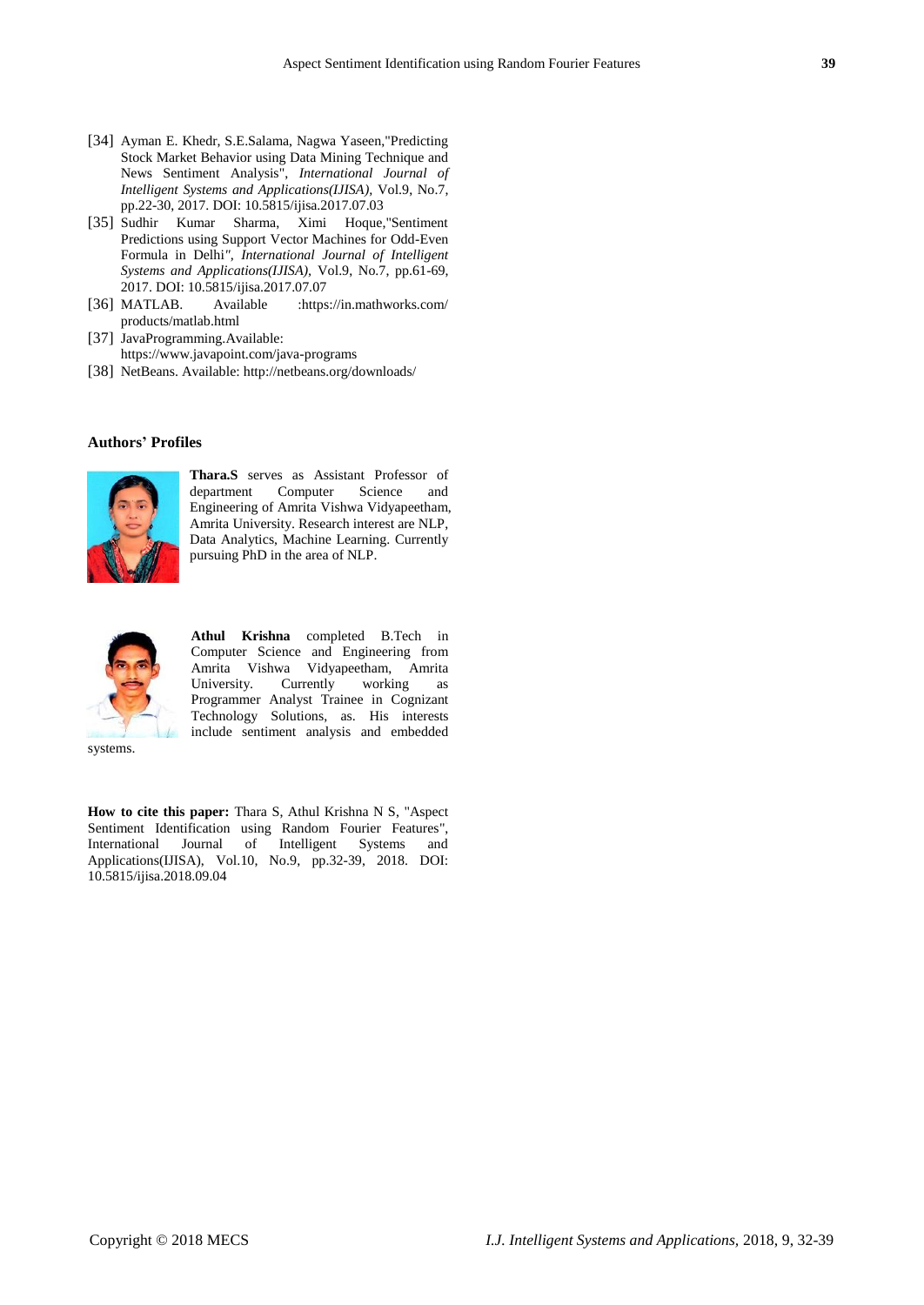[34] Ayman E. Khedr, S.E.Salama, Nagwa Yaseen,"Predicting Stock Market Behavior using Data Mining Technique and News Sentiment Analysis", *International Journal of Intelligent Systems and Applications(IJISA)*, Vol.9, No.7, pp.22-30, 2017. DOI: 10.5815/ijisa.2017.07.03

[35] Sudhir Kumar Sharma, Ximi Hoque,"Sentiment Predictions using Support Vector Machines for Odd-Even Formula in Delhi", *International Journal of Intelligent Systems and Applications(IJISA)*, Vol.9, No.7, pp.61-69, 2017. DOI: 10.5815/ijisa.2017.07.07

[36] MATLAB. Available :https://in.mathworks.com/products/matlab.html

[37] JavaProgramming.Available: https://www.javapoint.com/java-programs

[38] NetBeans. Available: http://netbeans.org/downloads/

## Authors' Profiles

**Thara.S** serves as Assistant Professor of department Computer Science and Engineering of Amrita Vishwa Vidyapeetham, Amrita University. Research interest are NLP, Data Analytics, Machine Learning. Currently pursuing PhD in the area of NLP.

**Athul Krishna** completed B.Tech in Computer Science and Engineering from Amrita Vishwa Vidyapeetham, Amrita University. Currently working as Programmer Analyst Trainee in Cognizant Technology Solutions, as. His interests include sentiment analysis and embedded systems.

**How to cite this paper:** Thara S, Athul Krishna N S, "Aspect Sentiment Identification using Random Fourier Features", International Journal of Intelligent Systems and Applications(IJISA), Vol.10, No.9, pp.32-39, 2018. DOI: 10.5815/ijisa.2018.09.04